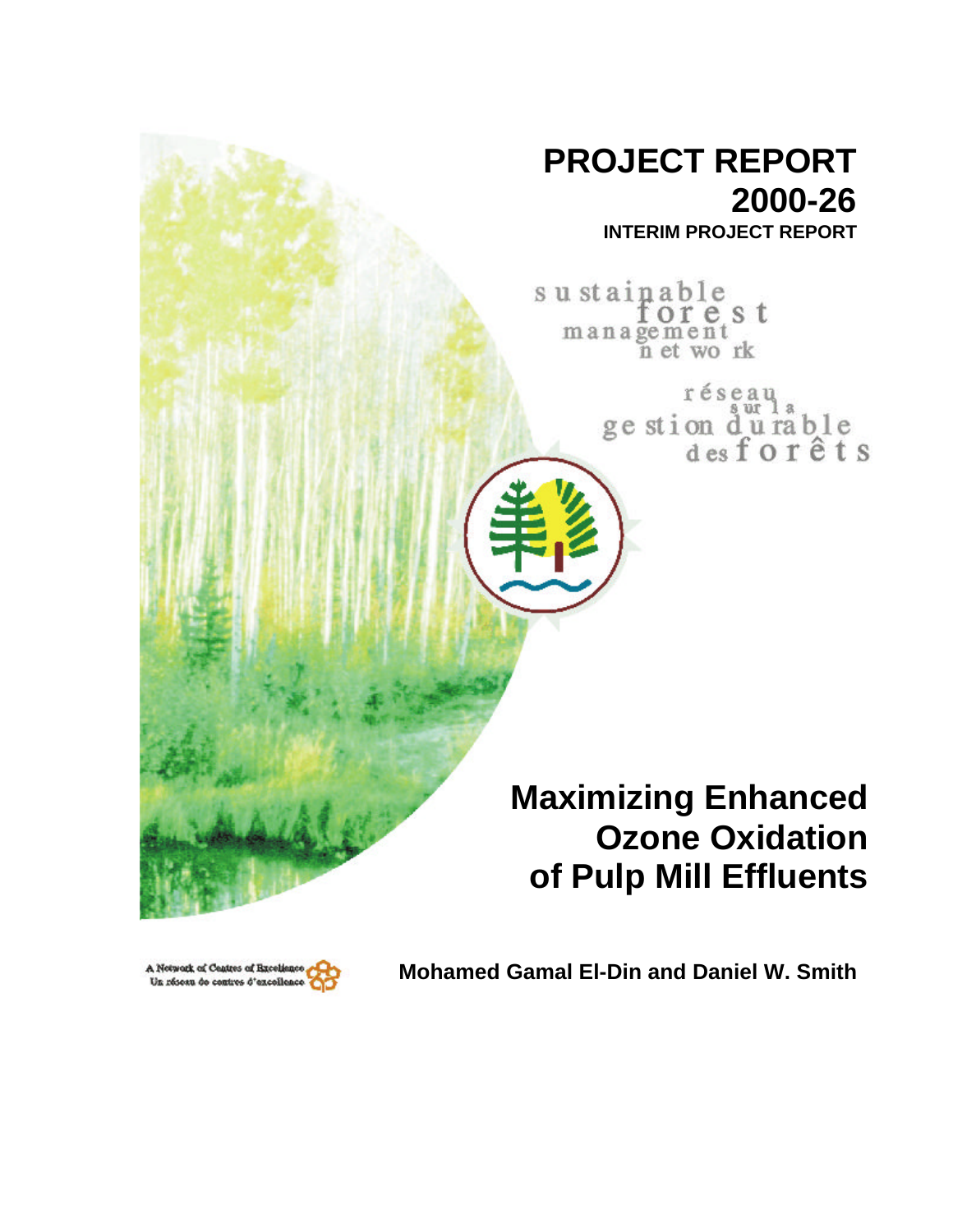# PROJECT REPORT
# 2000-26

**INTERIM PROJECT REPORT**

sustainable forest management network

réseau sur la gestion durable des forêts

# Maximizing Enhanced Ozone Oxidation of Pulp Mill Effluents

A Network of Centres of Excellence
Un réseau de centres d'excellence

**Mohamed Gamal El-Din and Daniel W. Smith**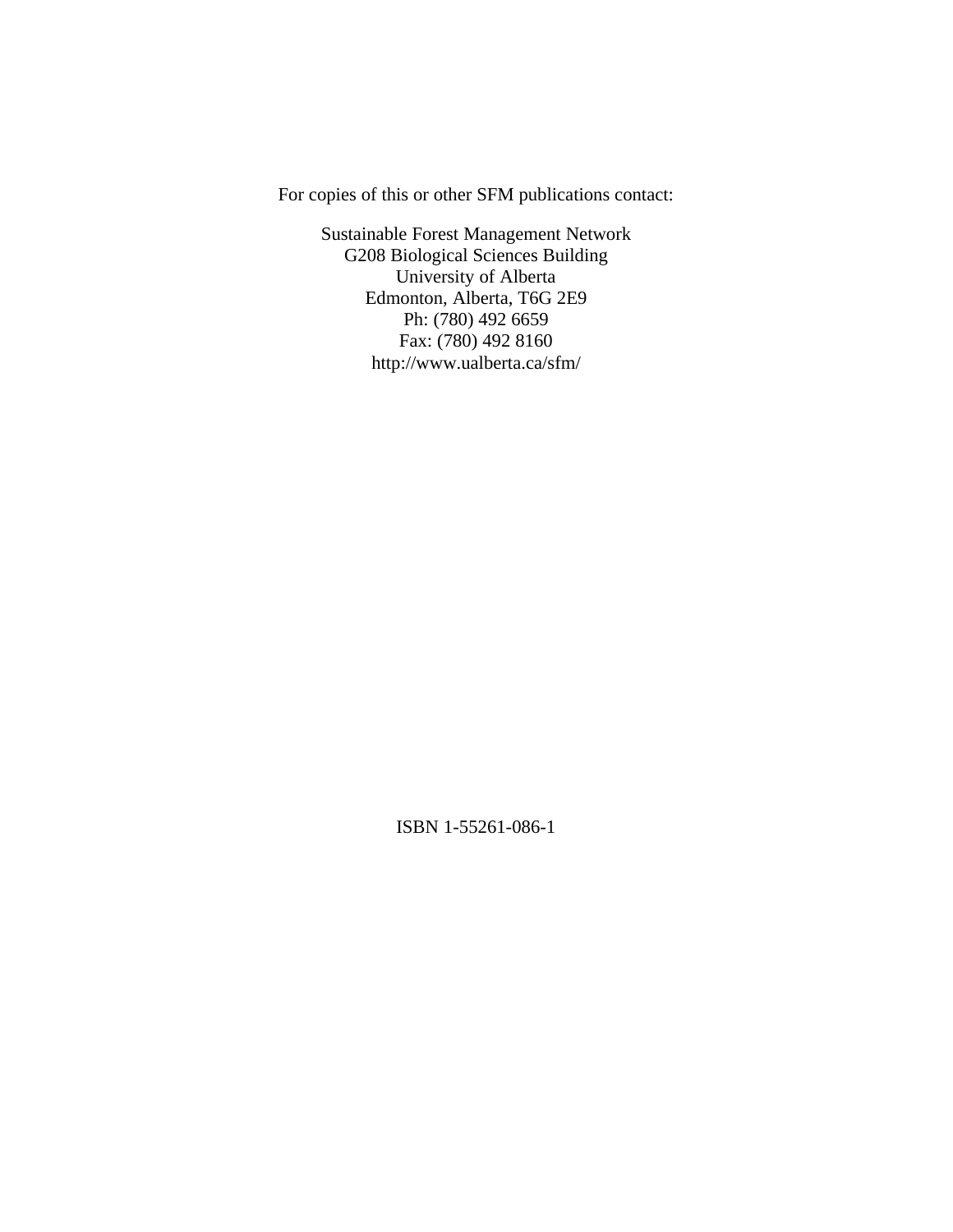For copies of this or other SFM publications contact:

Sustainable Forest Management Network
G208 Biological Sciences Building
University of Alberta
Edmonton, Alberta, T6G 2E9
Ph: (780) 492 6659
Fax: (780) 492 8160
http://www.ualberta.ca/sfm/

ISBN 1-55261-086-1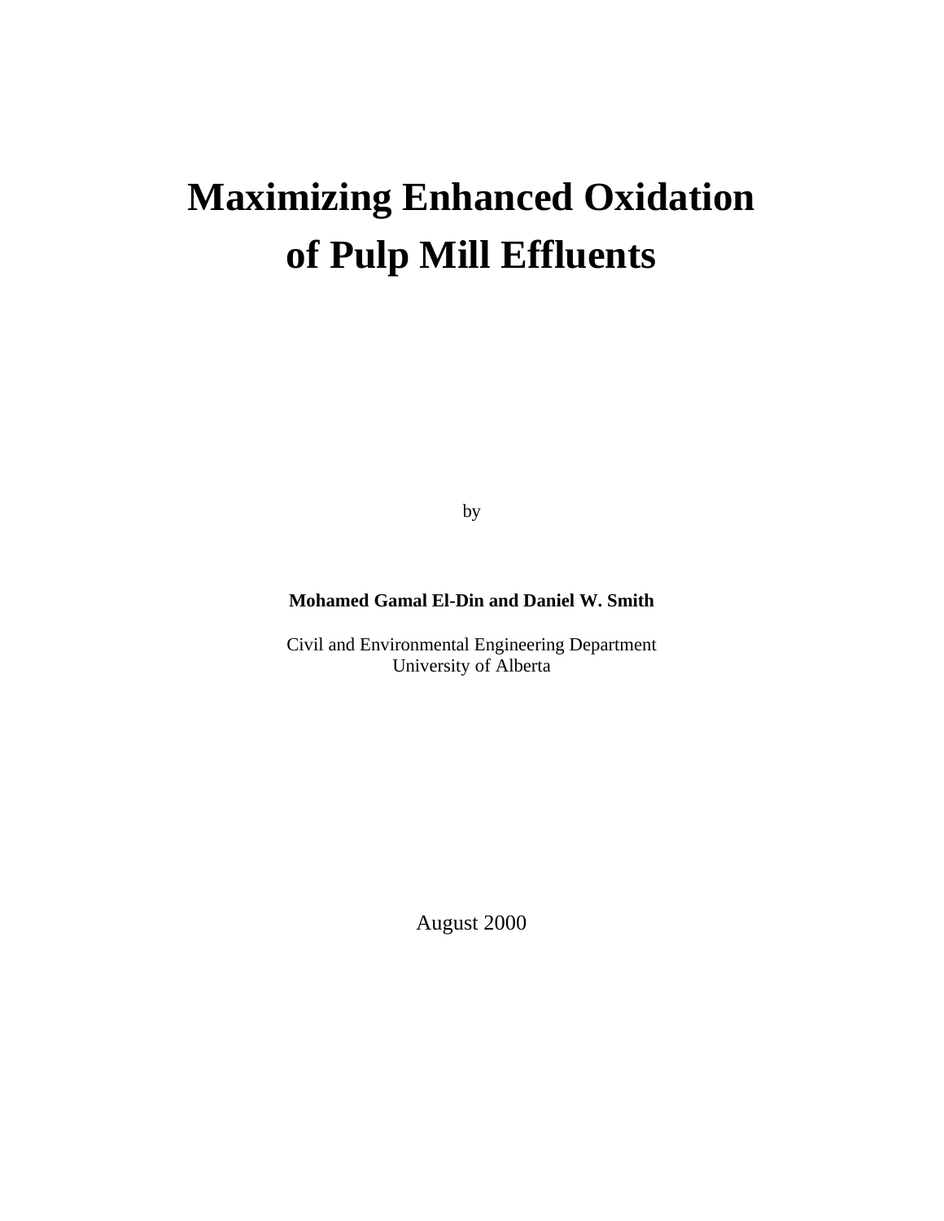# Maximizing Enhanced Oxidation of Pulp Mill Effluents

by

**Mohamed Gamal El-Din and Daniel W. Smith**

Civil and Environmental Engineering Department
University of Alberta

August 2000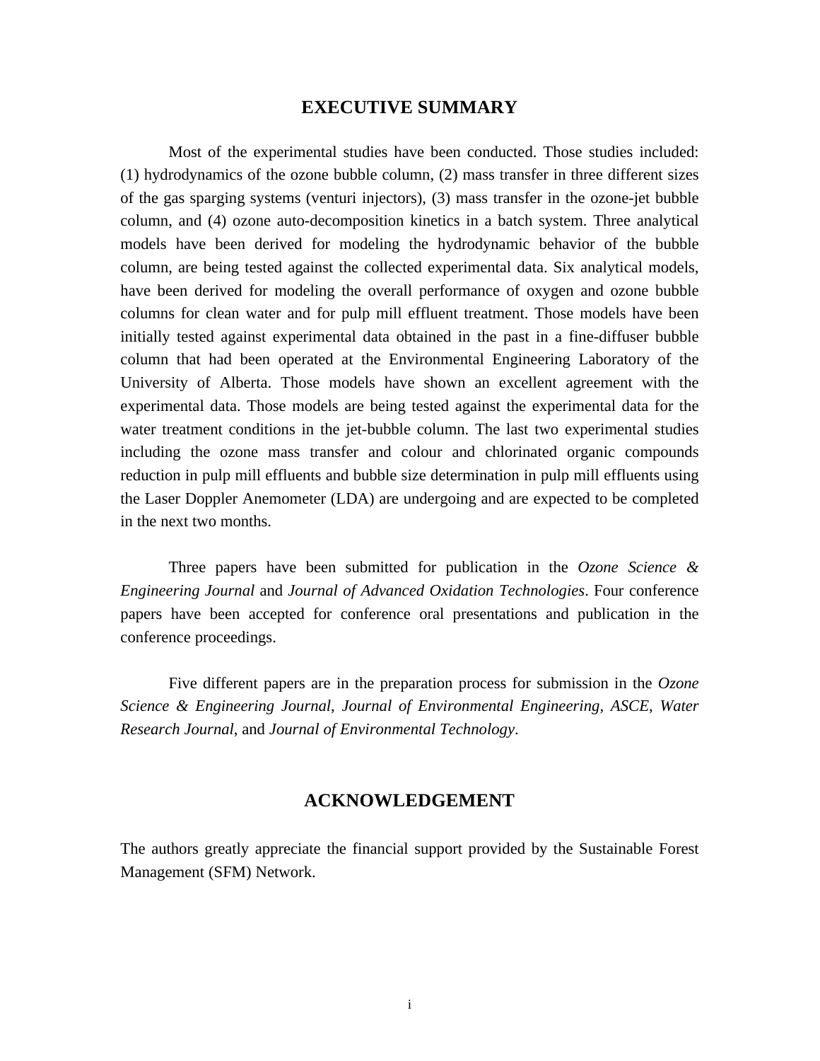# EXECUTIVE SUMMARY

Most of the experimental studies have been conducted. Those studies included: (1) hydrodynamics of the ozone bubble column, (2) mass transfer in three different sizes of the gas sparging systems (venturi injectors), (3) mass transfer in the ozone-jet bubble column, and (4) ozone auto-decomposition kinetics in a batch system. Three analytical models have been derived for modeling the hydrodynamic behavior of the bubble column, are being tested against the collected experimental data. Six analytical models, have been derived for modeling the overall performance of oxygen and ozone bubble columns for clean water and for pulp mill effluent treatment. Those models have been initially tested against experimental data obtained in the past in a fine-diffuser bubble column that had been operated at the Environmental Engineering Laboratory of the University of Alberta. Those models have shown an excellent agreement with the experimental data. Those models are being tested against the experimental data for the water treatment conditions in the jet-bubble column. The last two experimental studies including the ozone mass transfer and colour and chlorinated organic compounds reduction in pulp mill effluents and bubble size determination in pulp mill effluents using the Laser Doppler Anemometer (LDA) are undergoing and are expected to be completed in the next two months.

Three papers have been submitted for publication in the *Ozone Science & Engineering Journal* and *Journal of Advanced Oxidation Technologies*. Four conference papers have been accepted for conference oral presentations and publication in the conference proceedings.

Five different papers are in the preparation process for submission in the *Ozone Science & Engineering Journal*, *Journal of Environmental Engineering, ASCE*, *Water Research Journal*, and *Journal of Environmental Technology*.

# ACKNOWLEDGEMENT

The authors greatly appreciate the financial support provided by the Sustainable Forest Management (SFM) Network.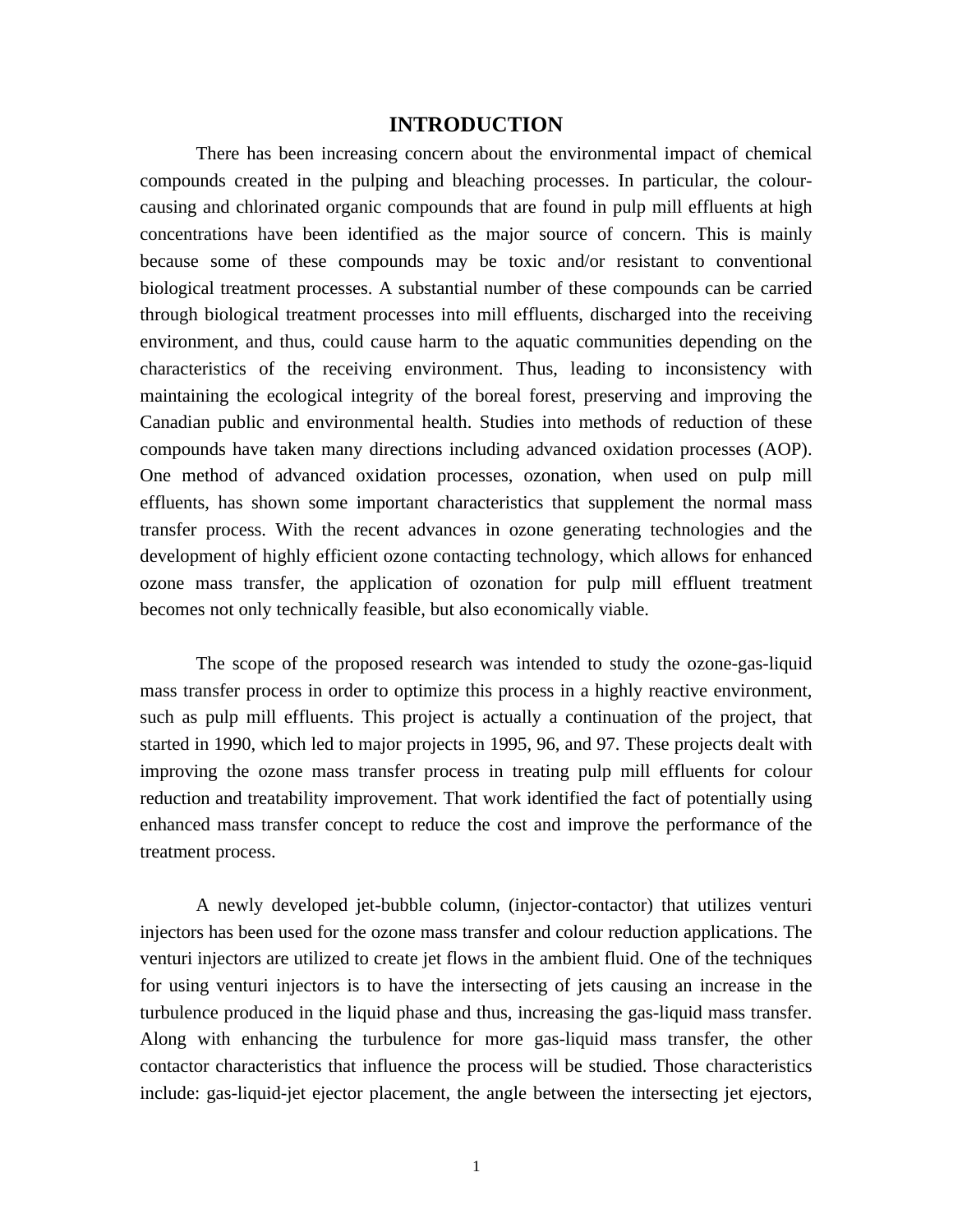# INTRODUCTION

There has been increasing concern about the environmental impact of chemical compounds created in the pulping and bleaching processes. In particular, the colour-causing and chlorinated organic compounds that are found in pulp mill effluents at high concentrations have been identified as the major source of concern. This is mainly because some of these compounds may be toxic and/or resistant to conventional biological treatment processes. A substantial number of these compounds can be carried through biological treatment processes into mill effluents, discharged into the receiving environment, and thus, could cause harm to the aquatic communities depending on the characteristics of the receiving environment. Thus, leading to inconsistency with maintaining the ecological integrity of the boreal forest, preserving and improving the Canadian public and environmental health. Studies into methods of reduction of these compounds have taken many directions including advanced oxidation processes (AOP). One method of advanced oxidation processes, ozonation, when used on pulp mill effluents, has shown some important characteristics that supplement the normal mass transfer process. With the recent advances in ozone generating technologies and the development of highly efficient ozone contacting technology, which allows for enhanced ozone mass transfer, the application of ozonation for pulp mill effluent treatment becomes not only technically feasible, but also economically viable.

The scope of the proposed research was intended to study the ozone-gas-liquid mass transfer process in order to optimize this process in a highly reactive environment, such as pulp mill effluents. This project is actually a continuation of the project, that started in 1990, which led to major projects in 1995, 96, and 97. These projects dealt with improving the ozone mass transfer process in treating pulp mill effluents for colour reduction and treatability improvement. That work identified the fact of potentially using enhanced mass transfer concept to reduce the cost and improve the performance of the treatment process.

A newly developed jet-bubble column, (injector-contactor) that utilizes venturi injectors has been used for the ozone mass transfer and colour reduction applications. The venturi injectors are utilized to create jet flows in the ambient fluid. One of the techniques for using venturi injectors is to have the intersecting of jets causing an increase in the turbulence produced in the liquid phase and thus, increasing the gas-liquid mass transfer. Along with enhancing the turbulence for more gas-liquid mass transfer, the other contactor characteristics that influence the process will be studied. Those characteristics include: gas-liquid-jet ejector placement, the angle between the intersecting jet ejectors,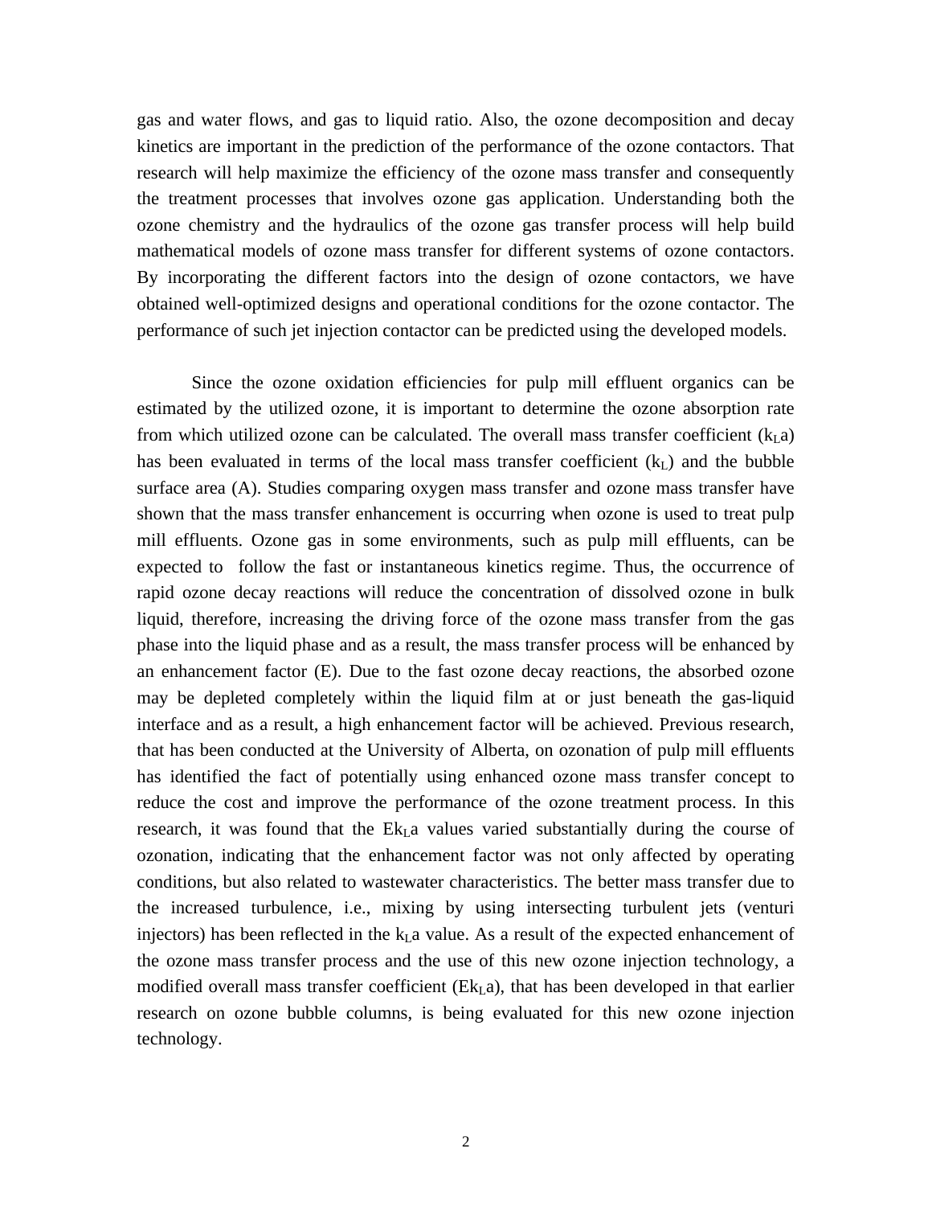gas and water flows, and gas to liquid ratio. Also, the ozone decomposition and decay kinetics are important in the prediction of the performance of the ozone contactors. That research will help maximize the efficiency of the ozone mass transfer and consequently the treatment processes that involves ozone gas application. Understanding both the ozone chemistry and the hydraulics of the ozone gas transfer process will help build mathematical models of ozone mass transfer for different systems of ozone contactors. By incorporating the different factors into the design of ozone contactors, we have obtained well-optimized designs and operational conditions for the ozone contactor. The performance of such jet injection contactor can be predicted using the developed models.

Since the ozone oxidation efficiencies for pulp mill effluent organics can be estimated by the utilized ozone, it is important to determine the ozone absorption rate from which utilized ozone can be calculated. The overall mass transfer coefficient ($k_La$) has been evaluated in terms of the local mass transfer coefficient ($k_L$) and the bubble surface area (A). Studies comparing oxygen mass transfer and ozone mass transfer have shown that the mass transfer enhancement is occurring when ozone is used to treat pulp mill effluents. Ozone gas in some environments, such as pulp mill effluents, can be expected to follow the fast or instantaneous kinetics regime. Thus, the occurrence of rapid ozone decay reactions will reduce the concentration of dissolved ozone in bulk liquid, therefore, increasing the driving force of the ozone mass transfer from the gas phase into the liquid phase and as a result, the mass transfer process will be enhanced by an enhancement factor (E). Due to the fast ozone decay reactions, the absorbed ozone may be depleted completely within the liquid film at or just beneath the gas-liquid interface and as a result, a high enhancement factor will be achieved. Previous research, that has been conducted at the University of Alberta, on ozonation of pulp mill effluents has identified the fact of potentially using enhanced ozone mass transfer concept to reduce the cost and improve the performance of the ozone treatment process. In this research, it was found that the $Ek_La$ values varied substantially during the course of ozonation, indicating that the enhancement factor was not only affected by operating conditions, but also related to wastewater characteristics. The better mass transfer due to the increased turbulence, i.e., mixing by using intersecting turbulent jets (venturi injectors) has been reflected in the $k_La$ value. As a result of the expected enhancement of the ozone mass transfer process and the use of this new ozone injection technology, a modified overall mass transfer coefficient ($Ek_La$), that has been developed in that earlier research on ozone bubble columns, is being evaluated for this new ozone injection technology.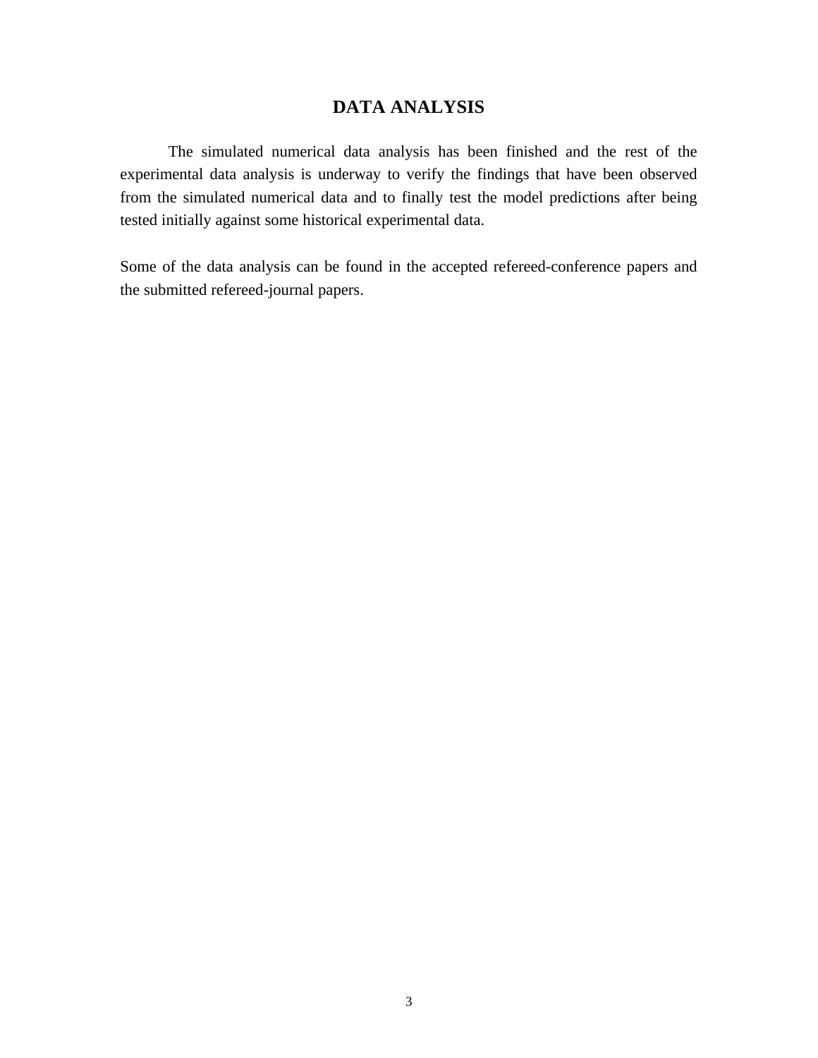# DATA ANALYSIS

The simulated numerical data analysis has been finished and the rest of the experimental data analysis is underway to verify the findings that have been observed from the simulated numerical data and to finally test the model predictions after being tested initially against some historical experimental data.

Some of the data analysis can be found in the accepted refereed-conference papers and the submitted refereed-journal papers.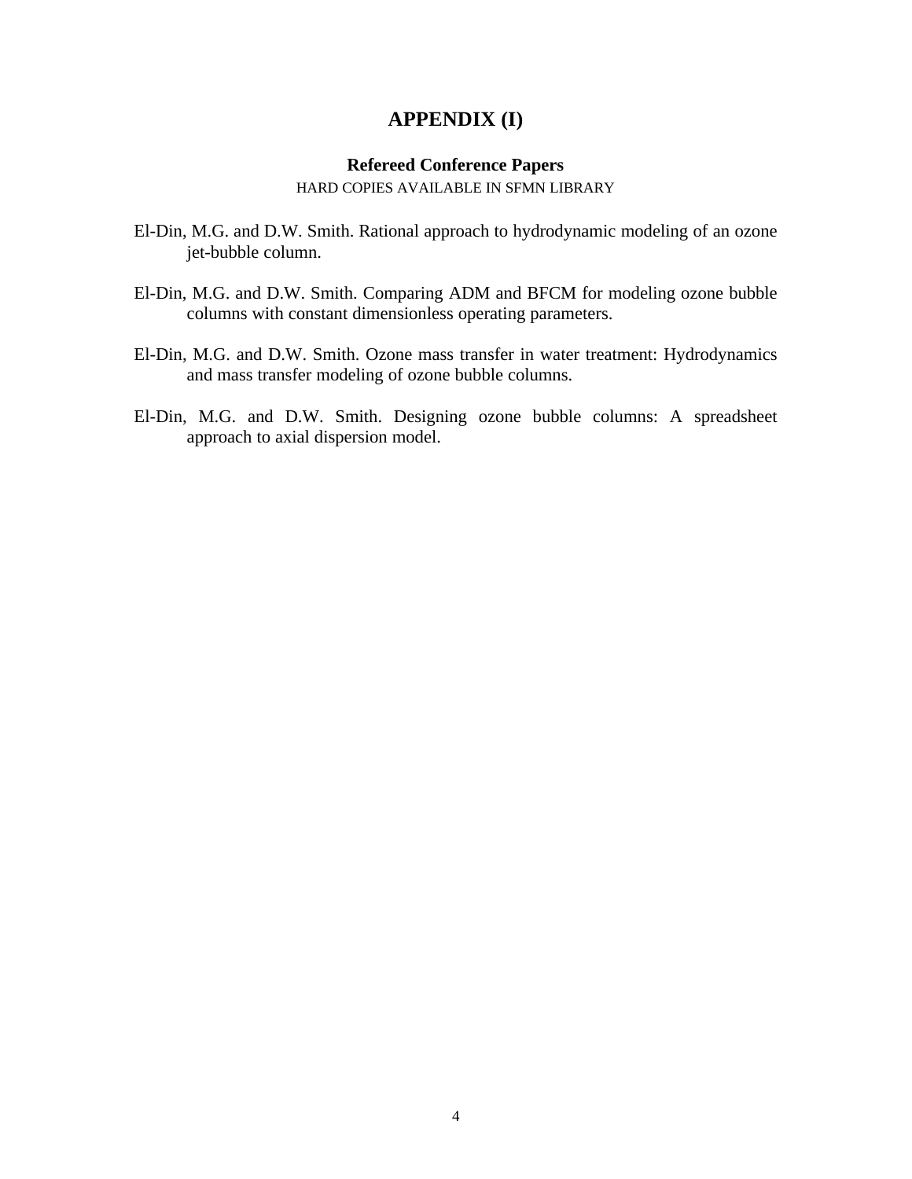# APPENDIX (I)

## Refereed Conference Papers

HARD COPIES AVAILABLE IN SFMN LIBRARY

El-Din, M.G. and D.W. Smith. Rational approach to hydrodynamic modeling of an ozone jet-bubble column.

El-Din, M.G. and D.W. Smith. Comparing ADM and BFCM for modeling ozone bubble columns with constant dimensionless operating parameters.

El-Din, M.G. and D.W. Smith. Ozone mass transfer in water treatment: Hydrodynamics and mass transfer modeling of ozone bubble columns.

El-Din, M.G. and D.W. Smith. Designing ozone bubble columns: A spreadsheet approach to axial dispersion model.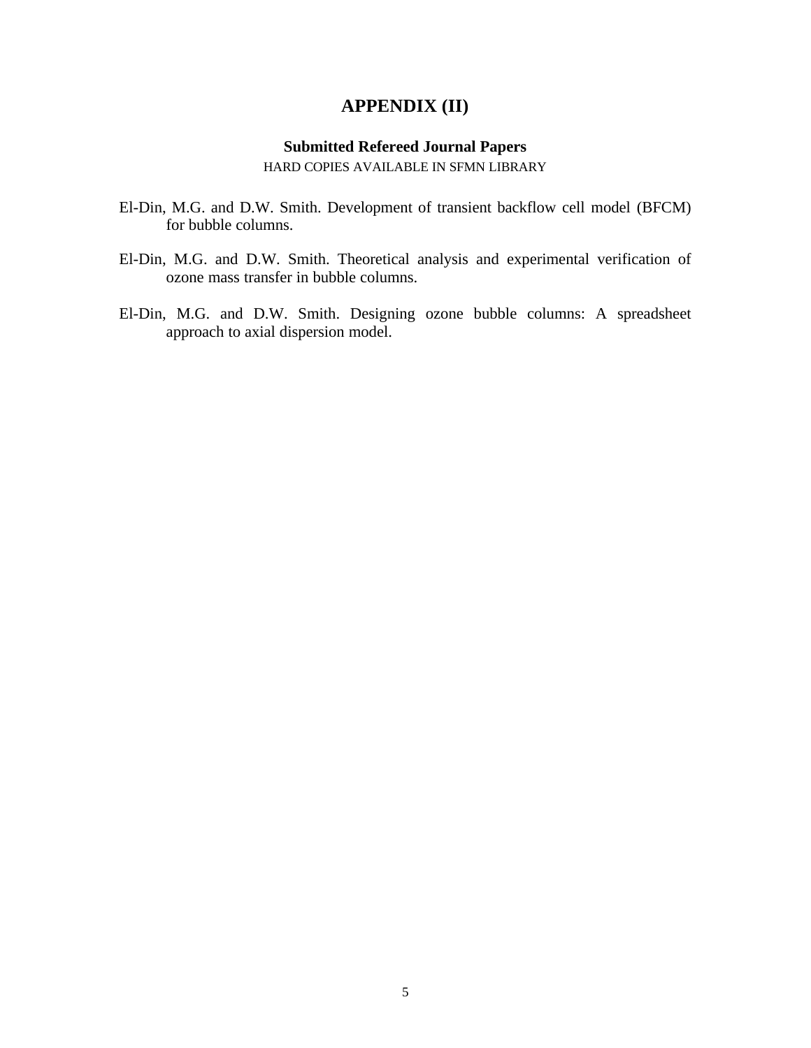# APPENDIX (II)

**Submitted Refereed Journal Papers**

HARD COPIES AVAILABLE IN SFMN LIBRARY

El-Din, M.G. and D.W. Smith. Development of transient backflow cell model (BFCM) for bubble columns.

El-Din, M.G. and D.W. Smith. Theoretical analysis and experimental verification of ozone mass transfer in bubble columns.

El-Din, M.G. and D.W. Smith. Designing ozone bubble columns: A spreadsheet approach to axial dispersion model.